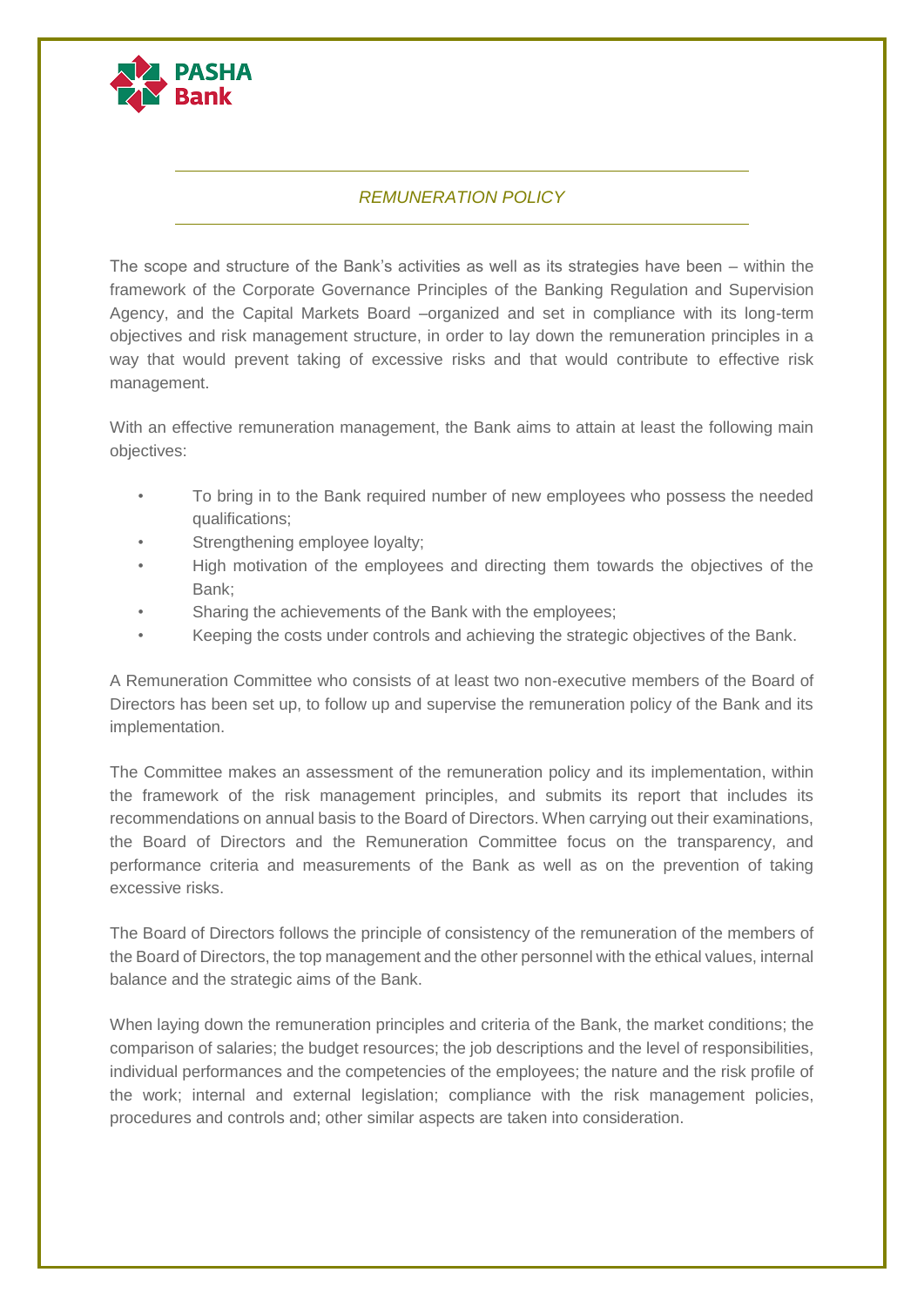PASHA Bank

# *REMUNERATION POLICY*

The scope and structure of the Bank's activities as well as its strategies have been – within the framework of the Corporate Governance Principles of the Banking Regulation and Supervision Agency, and the Capital Markets Board –organized and set in compliance with its long-term objectives and risk management structure, in order to lay down the remuneration principles in a way that would prevent taking of excessive risks and that would contribute to effective risk management.

With an effective remuneration management, the Bank aims to attain at least the following main objectives:

- To bring in to the Bank required number of new employees who possess the needed qualifications;
- Strengthening employee loyalty;
- High motivation of the employees and directing them towards the objectives of the Bank;
- Sharing the achievements of the Bank with the employees;
- Keeping the costs under controls and achieving the strategic objectives of the Bank.

A Remuneration Committee who consists of at least two non-executive members of the Board of Directors has been set up, to follow up and supervise the remuneration policy of the Bank and its implementation.

The Committee makes an assessment of the remuneration policy and its implementation, within the framework of the risk management principles, and submits its report that includes its recommendations on annual basis to the Board of Directors. When carrying out their examinations, the Board of Directors and the Remuneration Committee focus on the transparency, and performance criteria and measurements of the Bank as well as on the prevention of taking excessive risks.

The Board of Directors follows the principle of consistency of the remuneration of the members of the Board of Directors, the top management and the other personnel with the ethical values, internal balance and the strategic aims of the Bank.

When laying down the remuneration principles and criteria of the Bank, the market conditions; the comparison of salaries; the budget resources; the job descriptions and the level of responsibilities, individual performances and the competencies of the employees; the nature and the risk profile of the work; internal and external legislation; compliance with the risk management policies, procedures and controls and; other similar aspects are taken into consideration.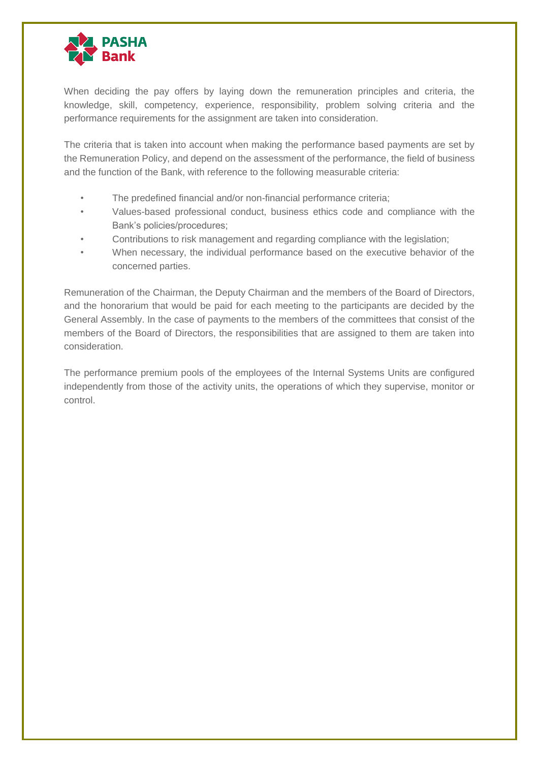When deciding the pay offers by laying down the remuneration principles and criteria, the knowledge, skill, competency, experience, responsibility, problem solving criteria and the performance requirements for the assignment are taken into consideration.

The criteria that is taken into account when making the performance based payments are set by the Remuneration Policy, and depend on the assessment of the performance, the field of business and the function of the Bank, with reference to the following measurable criteria:

- The predefined financial and/or non-financial performance criteria;
- Values-based professional conduct, business ethics code and compliance with the Bank's policies/procedures;
- Contributions to risk management and regarding compliance with the legislation;
- When necessary, the individual performance based on the executive behavior of the concerned parties.

Remuneration of the Chairman, the Deputy Chairman and the members of the Board of Directors, and the honorarium that would be paid for each meeting to the participants are decided by the General Assembly. In the case of payments to the members of the committees that consist of the members of the Board of Directors, the responsibilities that are assigned to them are taken into consideration.

The performance premium pools of the employees of the Internal Systems Units are configured independently from those of the activity units, the operations of which they supervise, monitor or control.